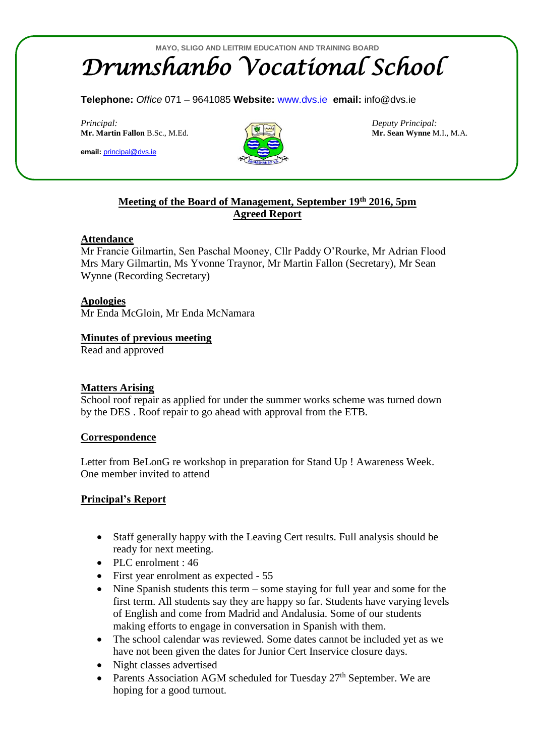MAYO, SLIGO AND LEITRIM EDUCATION AND TRAINING BOARD

# Drumshanbo Vocational School

**Telephone:** *Office* 071 – 9641085 **Website:** www.dvs.ie **email:** info@dvs.ie

*Principal:*
**Mr. Martin Fallon** B.Sc., M.Ed.

**email:** principal@dvs.ie

*Deputy Principal:*
**Mr. Sean Wynne** M.I., M.A.

## Meeting of the Board of Management, September 19th 2016, 5pm
## Agreed Report

### Attendance

Mr Francie Gilmartin, Sen Paschal Mooney, Cllr Paddy O'Rourke, Mr Adrian Flood Mrs Mary Gilmartin, Ms Yvonne Traynor, Mr Martin Fallon (Secretary), Mr Sean Wynne (Recording Secretary)

### Apologies

Mr Enda McGloin, Mr Enda McNamara

### Minutes of previous meeting

Read and approved

### Matters Arising

School roof repair as applied for under the summer works scheme was turned down by the DES . Roof repair to go ahead with approval from the ETB.

### Correspondence

Letter from BeLonG re workshop in preparation for Stand Up ! Awareness Week. One member invited to attend

### Principal's Report

- Staff generally happy with the Leaving Cert results. Full analysis should be ready for next meeting.
- PLC enrolment : 46
- First year enrolment as expected - 55
- Nine Spanish students this term – some staying for full year and some for the first term. All students say they are happy so far. Students have varying levels of English and come from Madrid and Andalusia. Some of our students making efforts to engage in conversation in Spanish with them.
- The school calendar was reviewed. Some dates cannot be included yet as we have not been given the dates for Junior Cert Inservice closure days.
- Night classes advertised
- Parents Association AGM scheduled for Tuesday 27th September. We are hoping for a good turnout.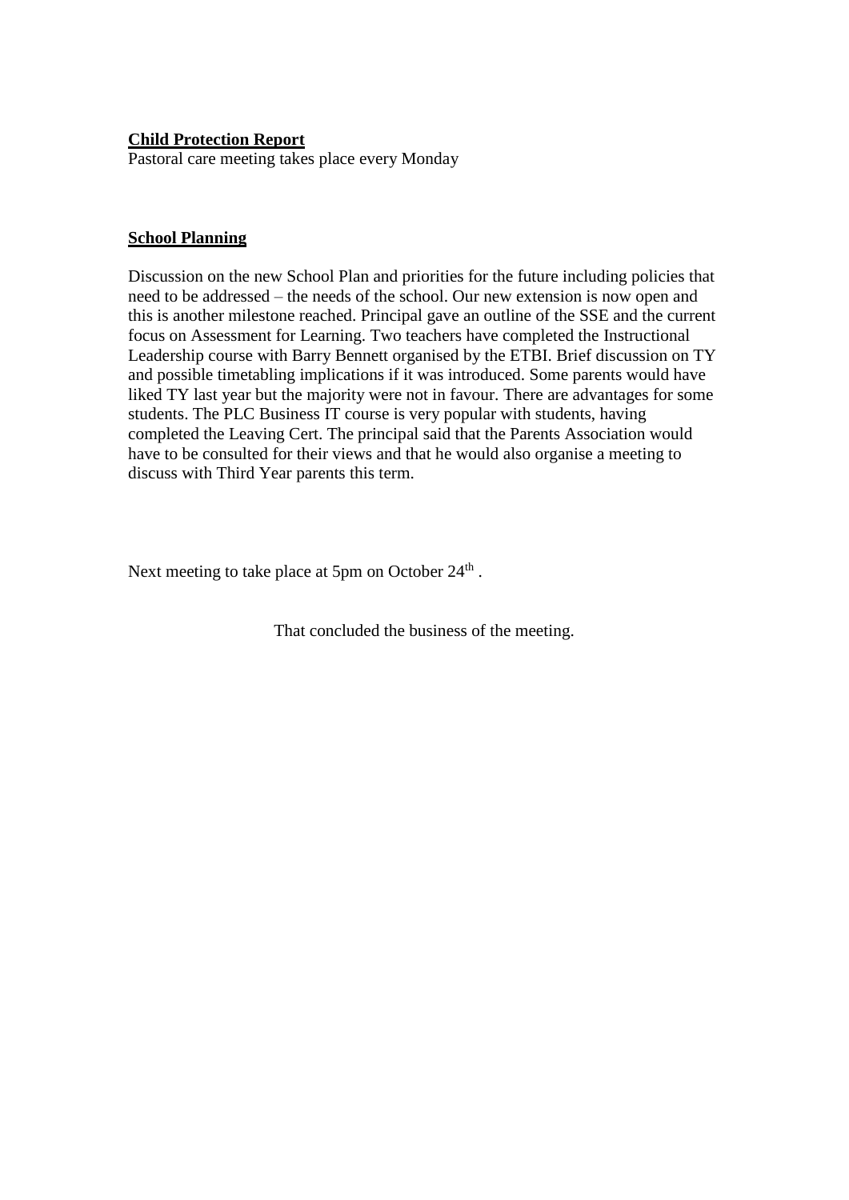**Child Protection Report**

Pastoral care meeting takes place every Monday

**School Planning**

Discussion on the new School Plan and priorities for the future including policies that need to be addressed – the needs of the school. Our new extension is now open and this is another milestone reached. Principal gave an outline of the SSE and the current focus on Assessment for Learning. Two teachers have completed the Instructional Leadership course with Barry Bennett organised by the ETBI. Brief discussion on TY and possible timetabling implications if it was introduced. Some parents would have liked TY last year but the majority were not in favour. There are advantages for some students. The PLC Business IT course is very popular with students, having completed the Leaving Cert. The principal said that the Parents Association would have to be consulted for their views and that he would also organise a meeting to discuss with Third Year parents this term.

Next meeting to take place at 5pm on October 24th .

That concluded the business of the meeting.